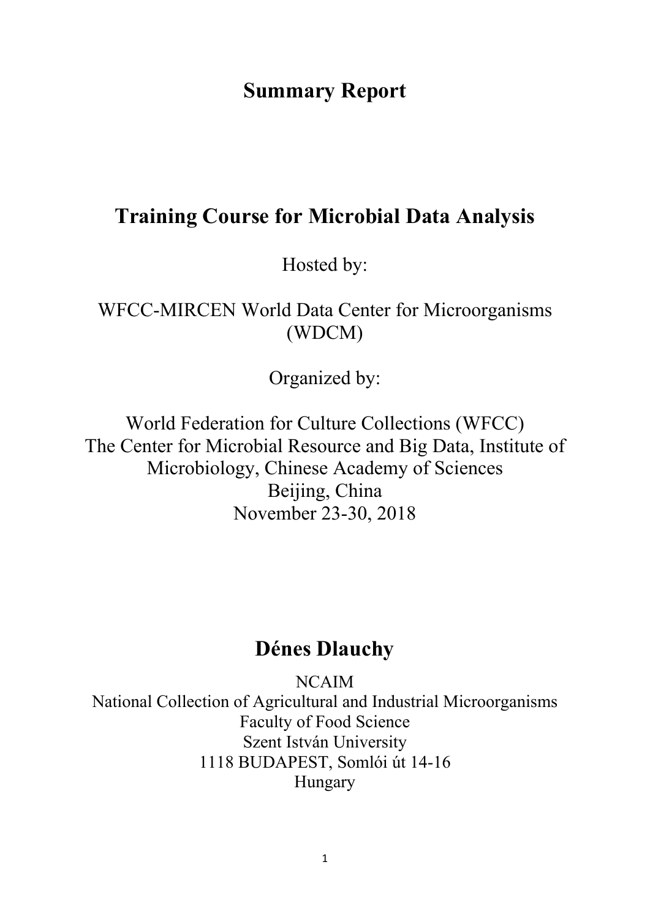# Summary Report

# Training Course for Microbial Data Analysis

Hosted by:

WFCC-MIRCEN World Data Center for Microorganisms (WDCM)

Organized by:

World Federation for Culture Collections (WFCC)
The Center for Microbial Resource and Big Data, Institute of Microbiology, Chinese Academy of Sciences
Beijing, China
November 23-30, 2018

## Dénes Dlauchy

NCAIM
National Collection of Agricultural and Industrial Microorganisms
Faculty of Food Science
Szent István University
1118 BUDAPEST, Somlói út 14-16
Hungary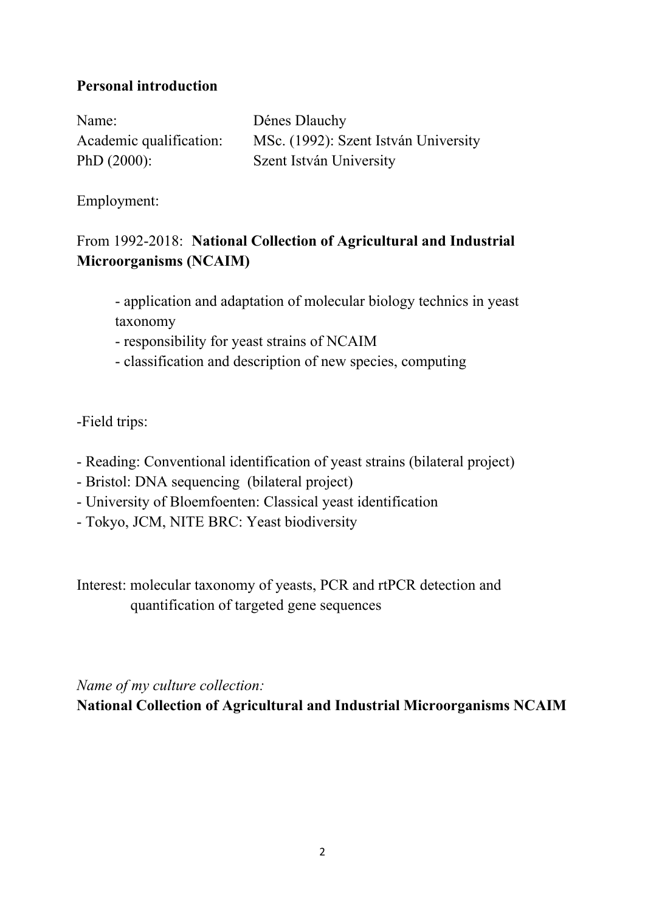**Personal introduction**

Name: Dénes Dlauchy
Academic qualification: MSc. (1992): Szent István University
PhD (2000): Szent István University

Employment:

From 1992-2018: **National Collection of Agricultural and Industrial Microorganisms (NCAIM)**

- application and adaptation of molecular biology technics in yeast taxonomy
- responsibility for yeast strains of NCAIM
- classification and description of new species, computing

-Field trips:

- Reading: Conventional identification of yeast strains (bilateral project)
- Bristol: DNA sequencing (bilateral project)
- University of Bloemfoenten: Classical yeast identification
- Tokyo, JCM, NITE BRC: Yeast biodiversity

Interest: molecular taxonomy of yeasts, PCR and rtPCR detection and quantification of targeted gene sequences

*Name of my culture collection:*
**National Collection of Agricultural and Industrial Microorganisms NCAIM**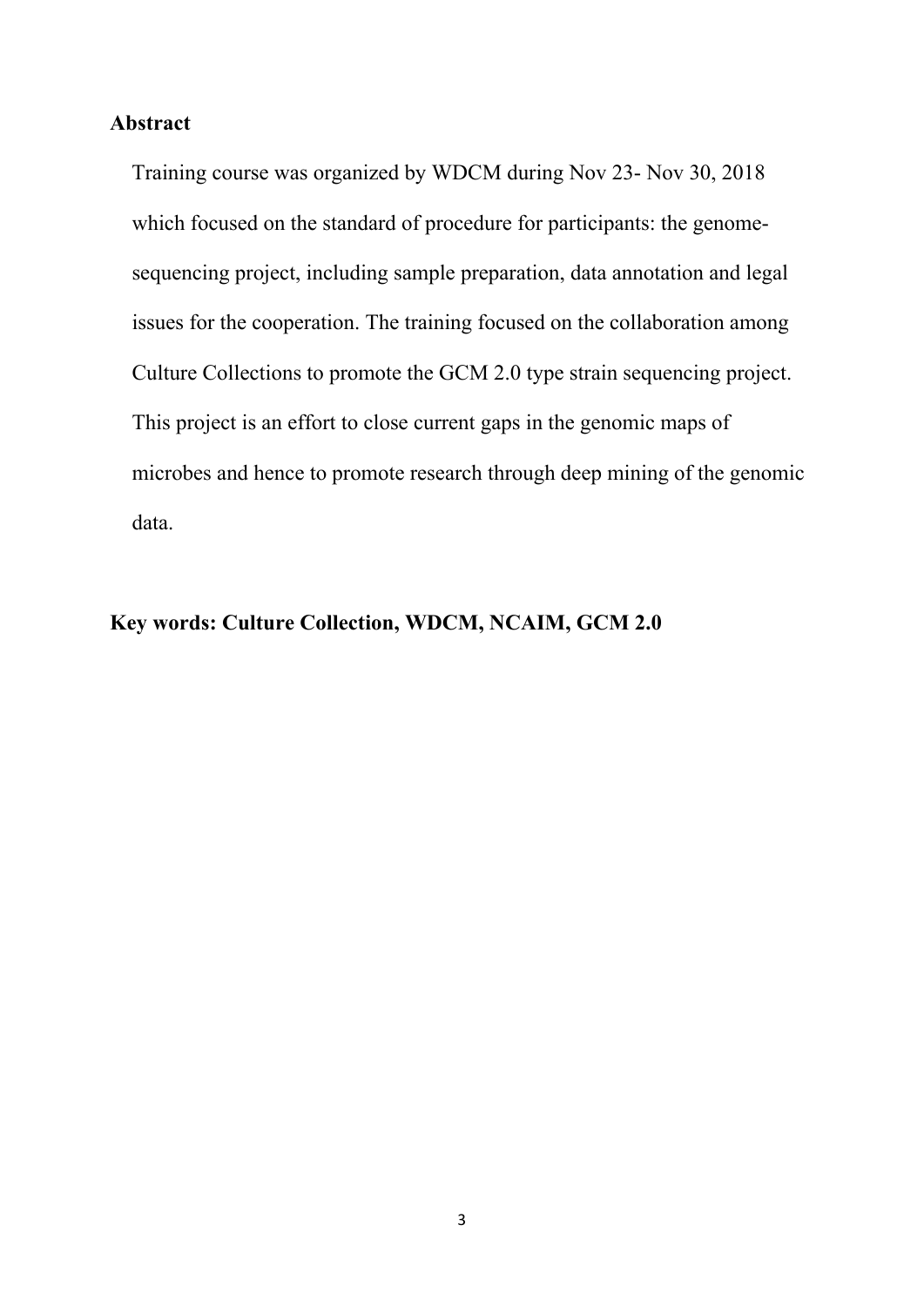## Abstract

Training course was organized by WDCM during Nov 23- Nov 30, 2018 which focused on the standard of procedure for participants: the genome-sequencing project, including sample preparation, data annotation and legal issues for the cooperation. The training focused on the collaboration among Culture Collections to promote the GCM 2.0 type strain sequencing project. This project is an effort to close current gaps in the genomic maps of microbes and hence to promote research through deep mining of the genomic data.

**Key words: Culture Collection, WDCM, NCAIM, GCM 2.0**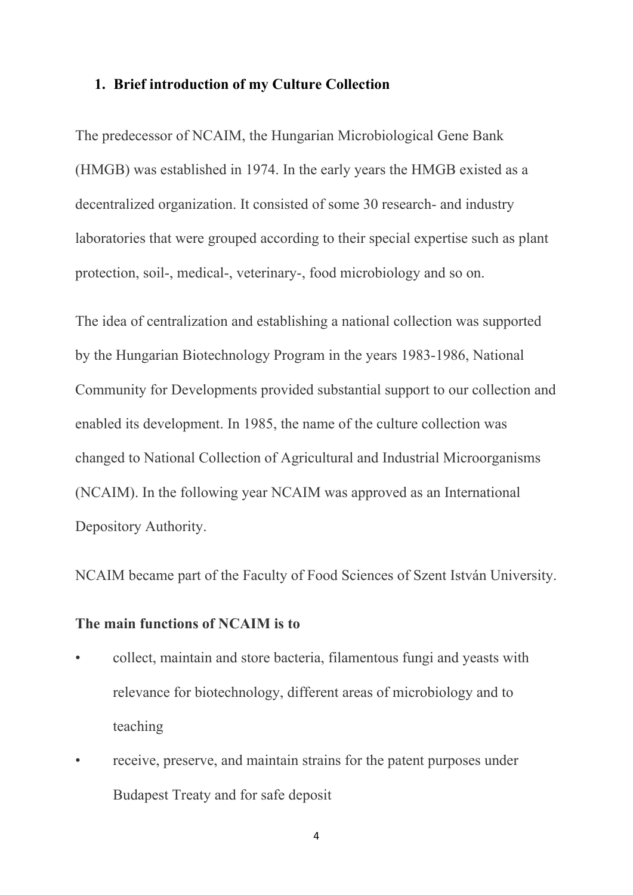## 1. Brief introduction of my Culture Collection

The predecessor of NCAIM, the Hungarian Microbiological Gene Bank (HMGB) was established in 1974. In the early years the HMGB existed as a decentralized organization. It consisted of some 30 research- and industry laboratories that were grouped according to their special expertise such as plant protection, soil-, medical-, veterinary-, food microbiology and so on.

The idea of centralization and establishing a national collection was supported by the Hungarian Biotechnology Program in the years 1983-1986, National Community for Developments provided substantial support to our collection and enabled its development. In 1985, the name of the culture collection was changed to National Collection of Agricultural and Industrial Microorganisms (NCAIM). In the following year NCAIM was approved as an International Depository Authority.

NCAIM became part of the Faculty of Food Sciences of Szent István University.

**The main functions of NCAIM is to**

- collect, maintain and store bacteria, filamentous fungi and yeasts with relevance for biotechnology, different areas of microbiology and to teaching
- receive, preserve, and maintain strains for the patent purposes under Budapest Treaty and for safe deposit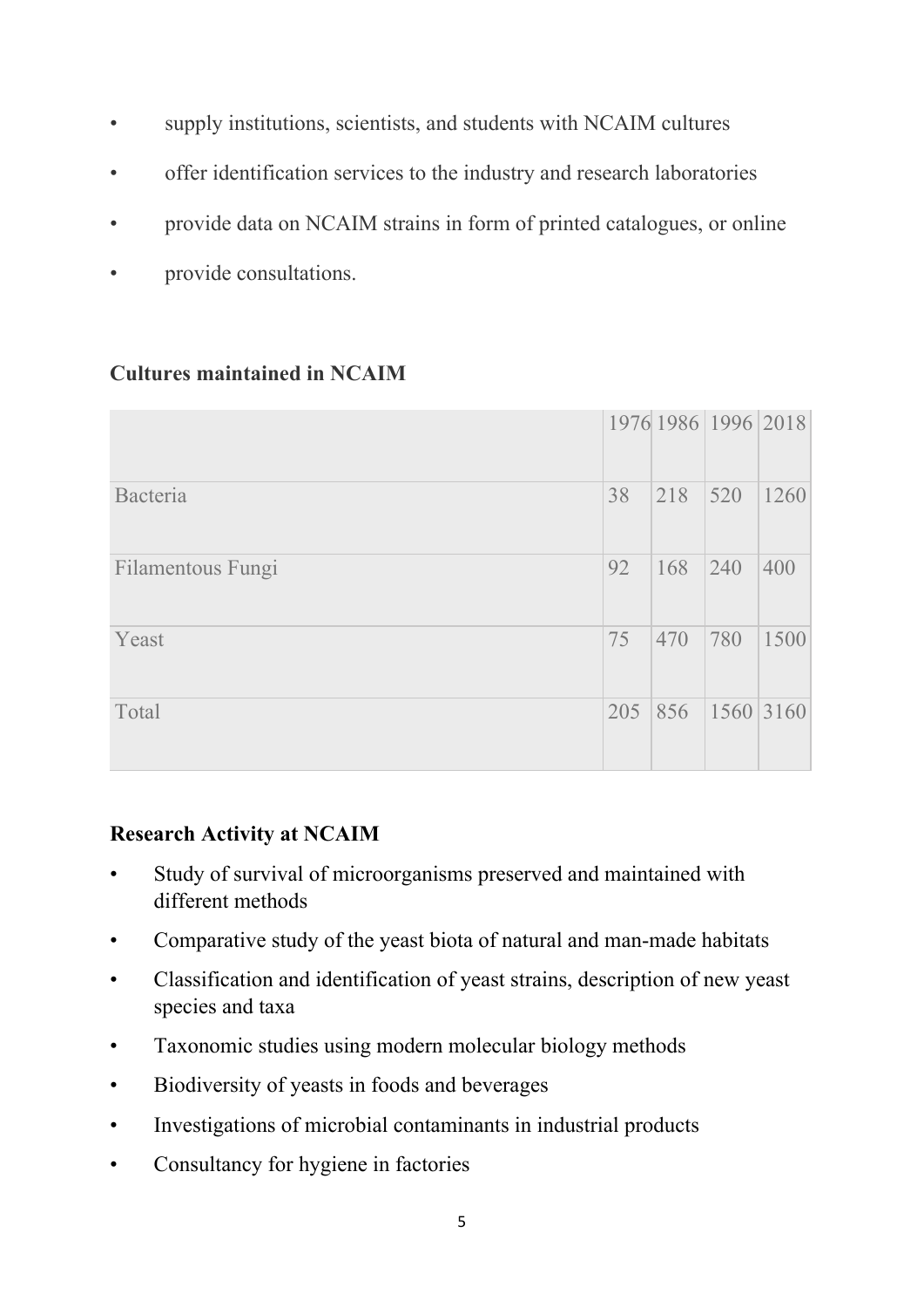- supply institutions, scientists, and students with NCAIM cultures
- offer identification services to the industry and research laboratories
- provide data on NCAIM strains in form of printed catalogues, or online
- provide consultations.

**Cultures maintained in NCAIM**

| | 1976 | 1986 | 1996 | 2018 |
|---|---|---|---|---|
| Bacteria | 38 | 218 | 520 | 1260 |
| Filamentous Fungi | 92 | 168 | 240 | 400 |
| Yeast | 75 | 470 | 780 | 1500 |
| Total | 205 | 856 | 1560 | 3160 |

**Research Activity at NCAIM**

- Study of survival of microorganisms preserved and maintained with different methods
- Comparative study of the yeast biota of natural and man-made habitats
- Classification and identification of yeast strains, description of new yeast species and taxa
- Taxonomic studies using modern molecular biology methods
- Biodiversity of yeasts in foods and beverages
- Investigations of microbial contaminants in industrial products
- Consultancy for hygiene in factories